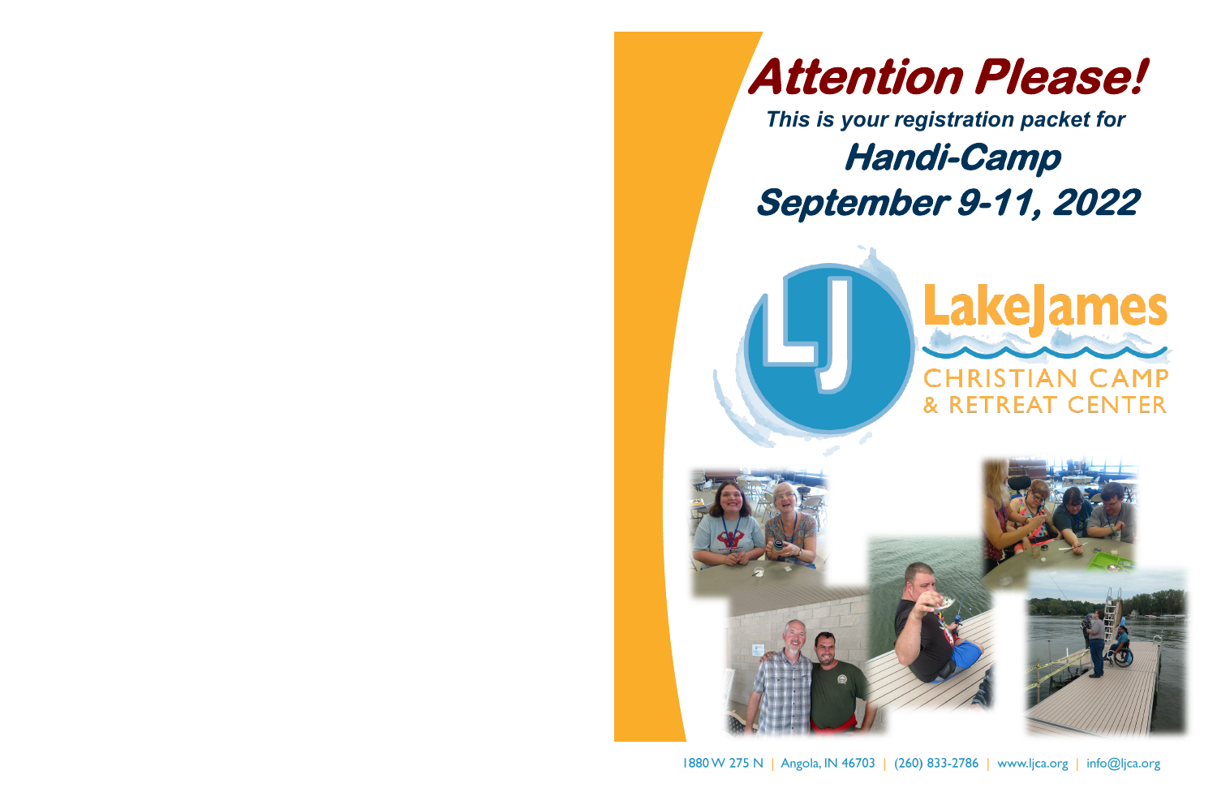# Attention Please!

***This is your registration packet for***

## *Handi-Camp*

## *September 9-11, 2022*

LakeJames

CHRISTIAN CAMP
& RETREAT CENTER

1880 W 275 N | Angola, IN 46703 | (260) 833-2786 | www.ljca.org | info@ljca.org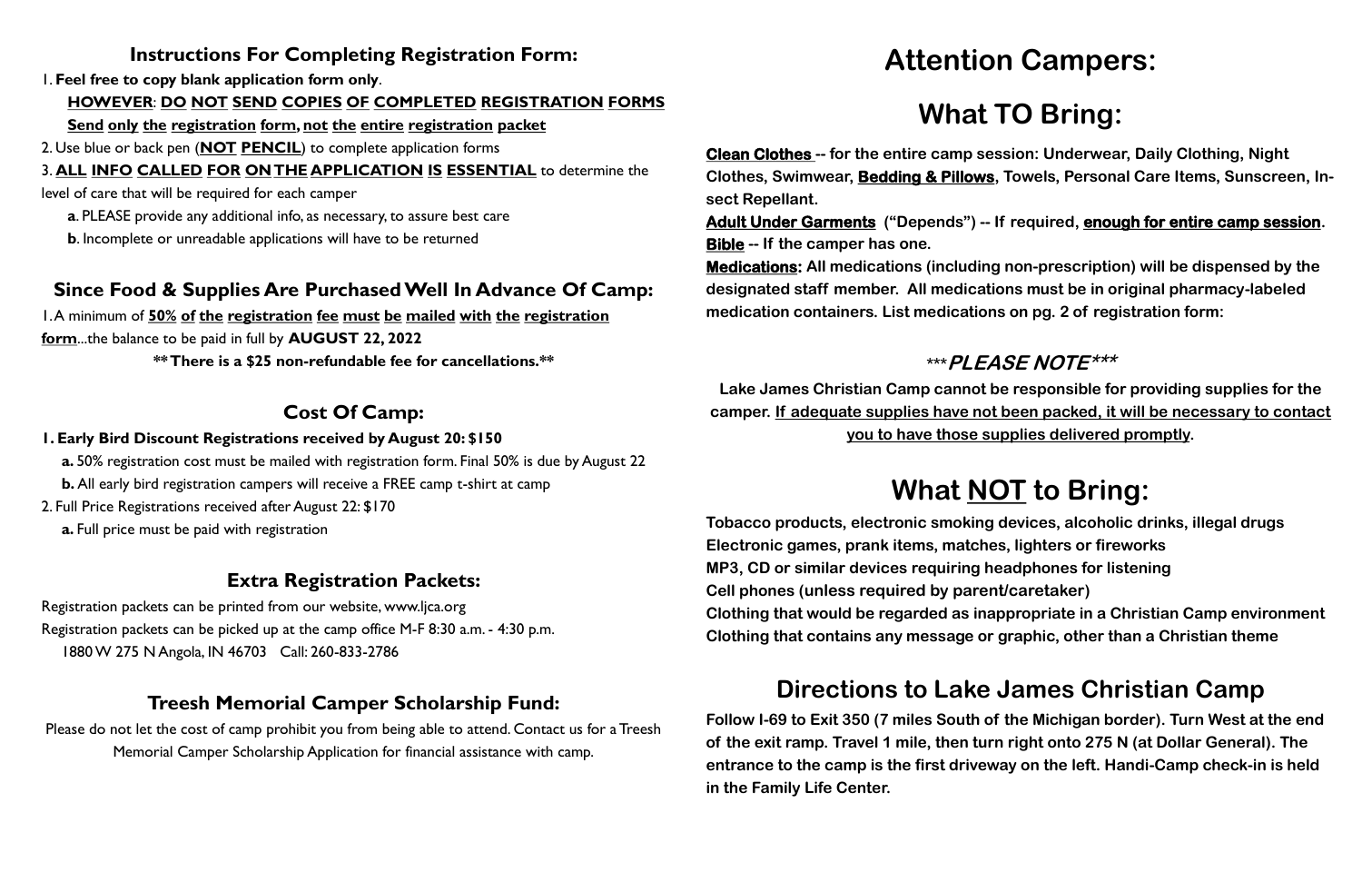### Instructions For Completing Registration Form:

1. **Feel free to copy blank application form only**.
   **HOWEVER: DO NOT SEND COPIES OF COMPLETED REGISTRATION FORMS**
   **Send only the registration form, not the entire registration packet**
2. Use blue or back pen (**NOT PENCIL**) to complete application forms
3. **ALL INFO CALLED FOR ON THE APPLICATION IS ESSENTIAL** to determine the level of care that will be required for each camper
   **a**. PLEASE provide any additional info, as necessary, to assure best care
   **b**. Incomplete or unreadable applications will have to be returned

### Since Food & Supplies Are Purchased Well In Advance Of Camp:

1. A minimum of **50% of the registration fee must be mailed with the registration form**...the balance to be paid in full by **AUGUST 22, 2022**

**\*\* There is a $25 non-refundable fee for cancellations.\*\***

### Cost Of Camp:

**1. Early Bird Discount Registrations received by August 20: $150**
   **a.** 50% registration cost must be mailed with registration form. Final 50% is due by August 22
   **b.** All early bird registration campers will receive a FREE camp t-shirt at camp

2. Full Price Registrations received after August 22: $170
   **a.** Full price must be paid with registration

### Extra Registration Packets:

Registration packets can be printed from our website, www.ljca.org
Registration packets can be picked up at the camp office M-F 8:30 a.m. - 4:30 p.m.
1880 W 275 N Angola, IN 46703  Call: 260-833-2786

### Treesh Memorial Camper Scholarship Fund:

Please do not let the cost of camp prohibit you from being able to attend. Contact us for a Treesh Memorial Camper Scholarship Application for financial assistance with camp.

# Attention Campers:

# What TO Bring:

**Clean Clothes -- for the entire camp session: Underwear, Daily Clothing, Night Clothes, Swimwear, Bedding & Pillows, Towels, Personal Care Items, Sunscreen, Insect Repellant.**
**Adult Under Garments ("Depends") -- If required, enough for entire camp session.**
**Bible -- If the camper has one.**
**Medications: All medications (including non-prescription) will be dispensed by the designated staff member. All medications must be in original pharmacy-labeled medication containers. List medications on pg. 2 of registration form:**

***\*\*\*PLEASE NOTE\*\*\****

**Lake James Christian Camp cannot be responsible for providing supplies for the camper. If adequate supplies have not been packed, it will be necessary to contact you to have those supplies delivered promptly.**

# What NOT to Bring:

**Tobacco products, electronic smoking devices, alcoholic drinks, illegal drugs**
**Electronic games, prank items, matches, lighters or fireworks**
**MP3, CD or similar devices requiring headphones for listening**
**Cell phones (unless required by parent/caretaker)**
**Clothing that would be regarded as inappropriate in a Christian Camp environment**
**Clothing that contains any message or graphic, other than a Christian theme**

## Directions to Lake James Christian Camp

**Follow I-69 to Exit 350 (7 miles South of the Michigan border). Turn West at the end of the exit ramp. Travel 1 mile, then turn right onto 275 N (at Dollar General). The entrance to the camp is the first driveway on the left. Handi-Camp check-in is held in the Family Life Center.**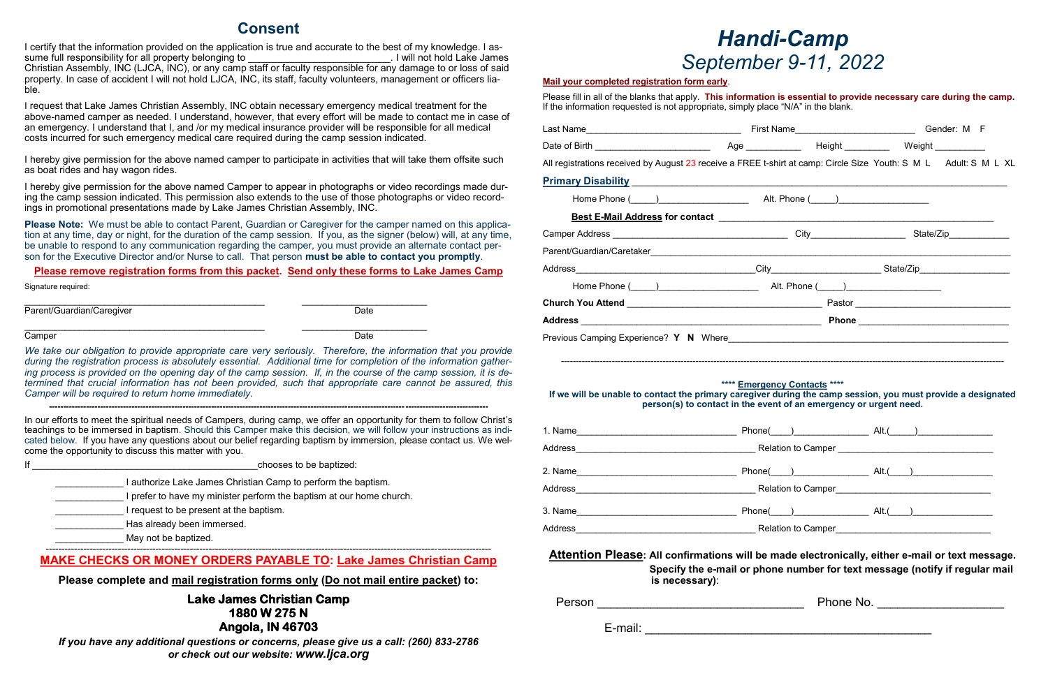## Consent

I certify that the information provided on the application is true and accurate to the best of my knowledge. I assume full responsibility for all property belonging to __________________________. I will not hold Lake James Christian Assembly, INC (LJCA, INC), or any camp staff or faculty responsible for any damage to or loss of said property. In case of accident I will not hold LJCA, INC, its staff, faculty volunteers, management or officers liable.

I request that Lake James Christian Assembly, INC obtain necessary emergency medical treatment for the above-named camper as needed. I understand, however, that every effort will be made to contact me in case of an emergency. I understand that I, and /or my medical insurance provider will be responsible for all medical costs incurred for such emergency medical care required during the camp session indicated.

I hereby give permission for the above named camper to participate in activities that will take them offsite such as boat rides and hay wagon rides.

I hereby give permission for the above named Camper to appear in photographs or video recordings made during the camp session indicated. This permission also extends to the use of those photographs or video recordings in promotional presentations made by Lake James Christian Assembly, INC.

**Please Note:** We must be able to contact Parent, Guardian or Caregiver for the camper named on this application at any time, day or night, for the duration of the camp session. If you, as the signer (below) will, at any time, be unable to respond to any communication regarding the camper, you must provide an alternate contact person for the Executive Director and/or Nurse to call. That person **must be able to contact you promptly**.

**Please remove registration forms from this packet. Send only these forms to Lake James Camp**

Signature required:

_____________________________________________ ________________________
Parent/Guardian/Caregiver Date

_____________________________________________ ________________________
Camper Date

*We take our obligation to provide appropriate care very seriously. Therefore, the information that you provide during the registration process is absolutely essential. Additional time for completion of the information gathering process is provided on the opening day of the camp session. If, in the course of the camp session, it is determined that crucial information has not been provided, such that appropriate care cannot be assured, this Camper will be required to return home immediately.*

---

In our efforts to meet the spiritual needs of Campers, during camp, we offer an opportunity for them to follow Christ's teachings to be immersed in baptism. Should this Camper make this decision, we will follow your instructions as indicated below. If you have any questions about our belief regarding baptism by immersion, please contact us. We welcome the opportunity to discuss this matter with you.

If ___________________________________________chooses to be baptized:

- _____________ I authorize Lake James Christian Camp to perform the baptism.
- _____________ I prefer to have my minister perform the baptism at our home church.
- _____________ I request to be present at the baptism.
- _____________ Has already been immersed.
- _____________ May not be baptized.

---

**MAKE CHECKS OR MONEY ORDERS PAYABLE TO: Lake James Christian Camp**

**Please complete and mail registration forms only (Do not mail entire packet) to:**

**Lake James Christian Camp**
**1880 W 275 N**
**Angola, IN 46703**

***If you have any additional questions or concerns, please give us a call: (260) 833-2786 or check out our website: www.ljca.org***

# *Handi-Camp*
## *September 9-11, 2022*

**Mail your completed registration form early.**

Please fill in all of the blanks that apply. **This information is essential to provide necessary care during the camp.** If the information requested is not appropriate, simply place "N/A" in the blank.

Last Name______________________________ First Name_______________________ Gender: M F

Date of Birth ______________________ Age ___________ Height _________ Weight __________

All registrations received by August 23 receive a FREE t-shirt at camp: Circle Size Youth: S M L Adult: S M L XL

**Primary Disability** ________________________________________________________________

Home Phone (_____)_________________ Alt. Phone (_____)_________________

**Best E-Mail Address for contact** ______________________________________________

Camper Address __________________________________ City__________________ State/Zip___________

Parent/Guardian/Caretaker__________________________________________________________________

Address___________________________________City_____________________ State/Zip_________________

Home Phone (_____)___________________ Alt. Phone (_____)__________________

**Church You Attend** _____________________________________ Pastor ________________________________

**Address** _______________________________________________ **Phone** ______________________________

Previous Camping Experience? **Y N** Where_______________________________________________________

---

**\*\*\*\* Emergency Contacts \*\*\*\***

**If we will be unable to contact the primary caregiver during the camp session, you must provide a designated person(s) to contact in the event of an emergency or urgent need.**

1. Name______________________________ Phone(____)_____________ Alt.(_____)______________
Address___________________________________ Relation to Camper ______________________________

2. Name______________________________ Phone(____)_____________ Alt.(____)________________
Address___________________________________ Relation to Camper______________________________

3. Name______________________________ Phone(____)_____________ Alt.(____)________________
Address___________________________________ Relation to Camper______________________________

**Attention Please: All confirmations will be made electronically, either e-mail or text message. Specify the e-mail or phone number for text message (notify if regular mail is necessary):**

Person ______________________________ Phone No. ___________________

E-mail: ___________________________________________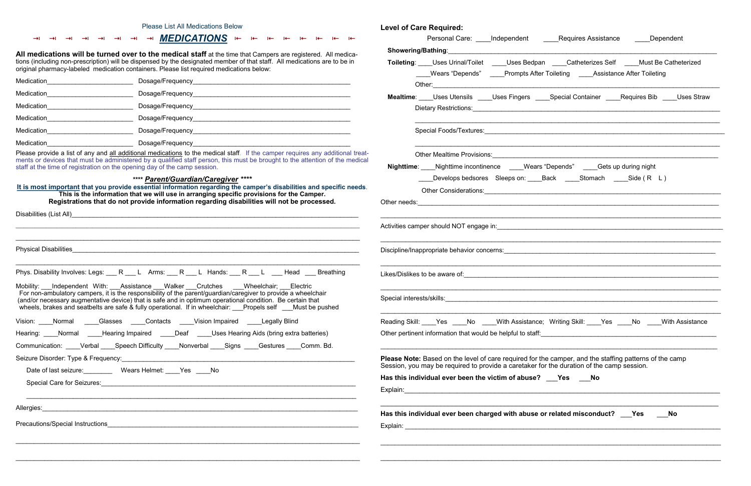Please List All Medications Below

## ⇥ ⇥ ⇥ ⇥ ⇥ ⇥ ⇥ ⇥ *MEDICATIONS* ⇤ ⇤ ⇤ ⇤ ⇤ ⇤ ⇤ ⇤

**All medications will be turned over to the medical staff** at the time that Campers are registered. All medications (including non-prescription) will be dispensed by the designated member of that staff. All medications are to be in original pharmacy-labeled medication containers. Please list required medications below:

Medication________________________ Dosage/Frequency_____________________________________________

Medication________________________ Dosage/Frequency_____________________________________________

Medication________________________ Dosage/Frequency_____________________________________________

Medication________________________ Dosage/Frequency_____________________________________________

Medication________________________ Dosage/Frequency_____________________________________________

Medication________________________ Dosage/Frequency_____________________________________________

Please provide a list of any and <u>all additional medications</u> to the medical staff. If the camper requires any additional treatments or devices that must be administered by a qualified staff person, this must be brought to the attention of the medical staff at the time of registration on the opening day of the camp session.

**** ***Parent/Guardian/Caregiver*** ****

**<u>It is most important</u> that you provide essential information regarding the camper's disabilities and specific needs.**
**This is the information that we will use in arranging specific provisions for the Camper.**
**Registrations that do not provide information regarding disabilities will not be processed.**

Disabilities (List All)____________________________________________________________________________

_____________________________________________________________________________________________

_____________________________________________________________________________________________

Physical Disabilities______________________________________________________________________________

_____________________________________________________________________________________________

Phys. Disability Involves: Legs: ___ R ___ L Arms: ___ R ___ L Hands: ___ R ___ L ___ Head ___ Breathing

Mobility: ___Independent With: ___Assistance ___Walker ___Crutches ___Wheelchair; ___Electric
For non-ambulatory campers, it is the responsibility of the parent/guardian/caregiver to provide a wheelchair (and/or necessary augmentative device) that is safe and in optimum operational condition. Be certain that wheels, brakes and seatbelts are safe & fully operational. If in wheelchair: ___Propels self ___Must be pushed

Vision: ____Normal ____Glasses ____Contacts ____Vision Impaired ____Legally Blind

Hearing: ____Normal ____Hearing Impaired ____Deaf ____Uses Hearing Aids (bring extra batteries)

Communication: ____Verbal ____Speech Difficulty ____Nonverbal ____Signs ____Gestures ____Comm. Bd.

Seizure Disorder: Type & Frequency:_______________________________________________________________

Date of last seizure:________ Wears Helmet: ____Yes ____No

Special Care for Seizures:______________________________________________________________

_____________________________________________________________________________________

Allergies:_________________________________________________________________________________________

Precautions/Special Instructions______________________________________________________________________

_____________________________________________________________________________________________

_____________________________________________________________________________________________

**Level of Care Required:**

Personal Care: ____Independent ____Requires Assistance ____Dependent

**Showering/Bathing**:_________________________________________________________________________________

**Toileting**: ____Uses Urinal/Toilet ____Uses Bedpan ____Catheterizes Self ____Must Be Catheterized

____Wears "Depends" ____Prompts After Toileting ____Assistance After Toileting

Other:_______________________________________________________________________________________

**Mealtime**: ____Uses Utensils ____Uses Fingers ____Special Container ____Requires Bib ____Uses Straw

Dietary Restrictions:____________________________________________________________________________

_____________________________________________________________________________________________

Special Foods/Textures:__________________________________________________________________________

_____________________________________________________________________________________________

Other Mealtime Provisions:________________________________________________________________________

**Nighttime**: ____Nighttime incontinence ____Wears "Depends" ____Gets up during night

____Develops bedsores Sleeps on: ____Back ____Stomach ____Side ( R L )

Other Considerations:__________________________________________________________________________

Other needs:_________________________________________________________________________________________

_____________________________________________________________________________________________

Activities camper should NOT engage in:______________________________________________________________

_____________________________________________________________________________________________

Discipline/Inappropriate behavior concerns:____________________________________________________________

_____________________________________________________________________________________________

Likes/Dislikes to be aware of:______________________________________________________________________

_____________________________________________________________________________________________

Special interests/skills:____________________________________________________________________________

_____________________________________________________________________________________________

Reading Skill: ____Yes ____No ____With Assistance; Writing Skill: ____Yes ____No ____With Assistance

Other pertinent information that would be helpful to staff:________________________________________________

_____________________________________________________________________________________________

**Please Note:** Based on the level of care required for the camper, and the staffing patterns of the camp Session, you may be required to provide a caretaker for the duration of the camp session.

**Has this individual ever been the victim of abuse? ___Yes ___No**

Explain:_______________________________________________________________________________________

_____________________________________________________________________________________________

**Has this individual ever been charged with abuse or related misconduct? ___Yes ___No**

Explain: _______________________________________________________________________________________

_____________________________________________________________________________________________

_____________________________________________________________________________________________